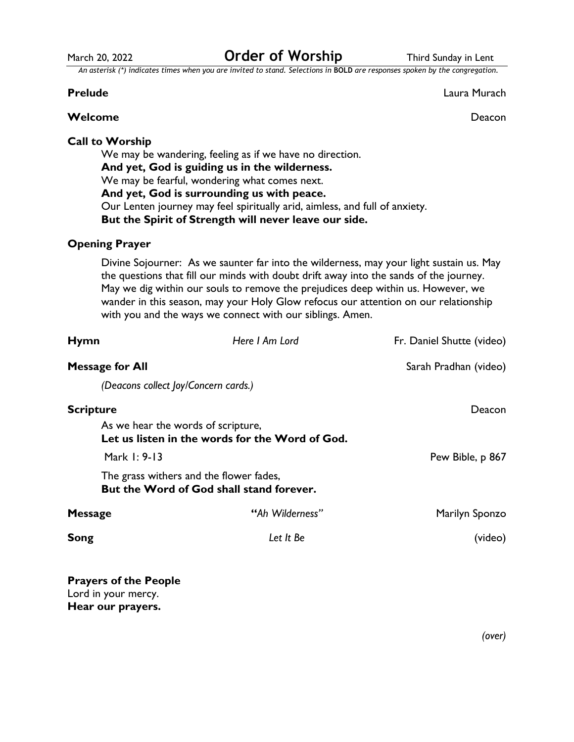March 20, 2022 **Order of Worship** Third Sunday in Lent

*An asterisk (*) indicates times when you are invited to stand. Selections in **BOLD** are responses spoken by the congregation.*

**Prelude** Laura Murach

**Welcome** Deacon

**Call to Worship**

We may be wandering, feeling as if we have no direction.
**And yet, God is guiding us in the wilderness.**
We may be fearful, wondering what comes next.
**And yet, God is surrounding us with peace.**
Our Lenten journey may feel spiritually arid, aimless, and full of anxiety.
**But the Spirit of Strength will never leave our side.**

**Opening Prayer**

Divine Sojourner: As we saunter far into the wilderness, may your light sustain us. May the questions that fill our minds with doubt drift away into the sands of the journey. May we dig within our souls to remove the prejudices deep within us. However, we wander in this season, may your Holy Glow refocus our attention on our relationship with you and the ways we connect with our siblings. Amen.

**Hymn** *Here I Am Lord* Fr. Daniel Shutte (video)

**Message for All** Sarah Pradhan (video)

*(Deacons collect Joy/Concern cards.)*

**Scripture** Deacon

As we hear the words of scripture,
**Let us listen in the words for the Word of God.**

Mark 1: 9-13 Pew Bible, p 867

The grass withers and the flower fades,
**But the Word of God shall stand forever.**

**Message** **"***Ah Wilderness"* Marilyn Sponzo

**Song** *Let It Be* (video)

**Prayers of the People**
Lord in your mercy.
**Hear our prayers.**

*(over)*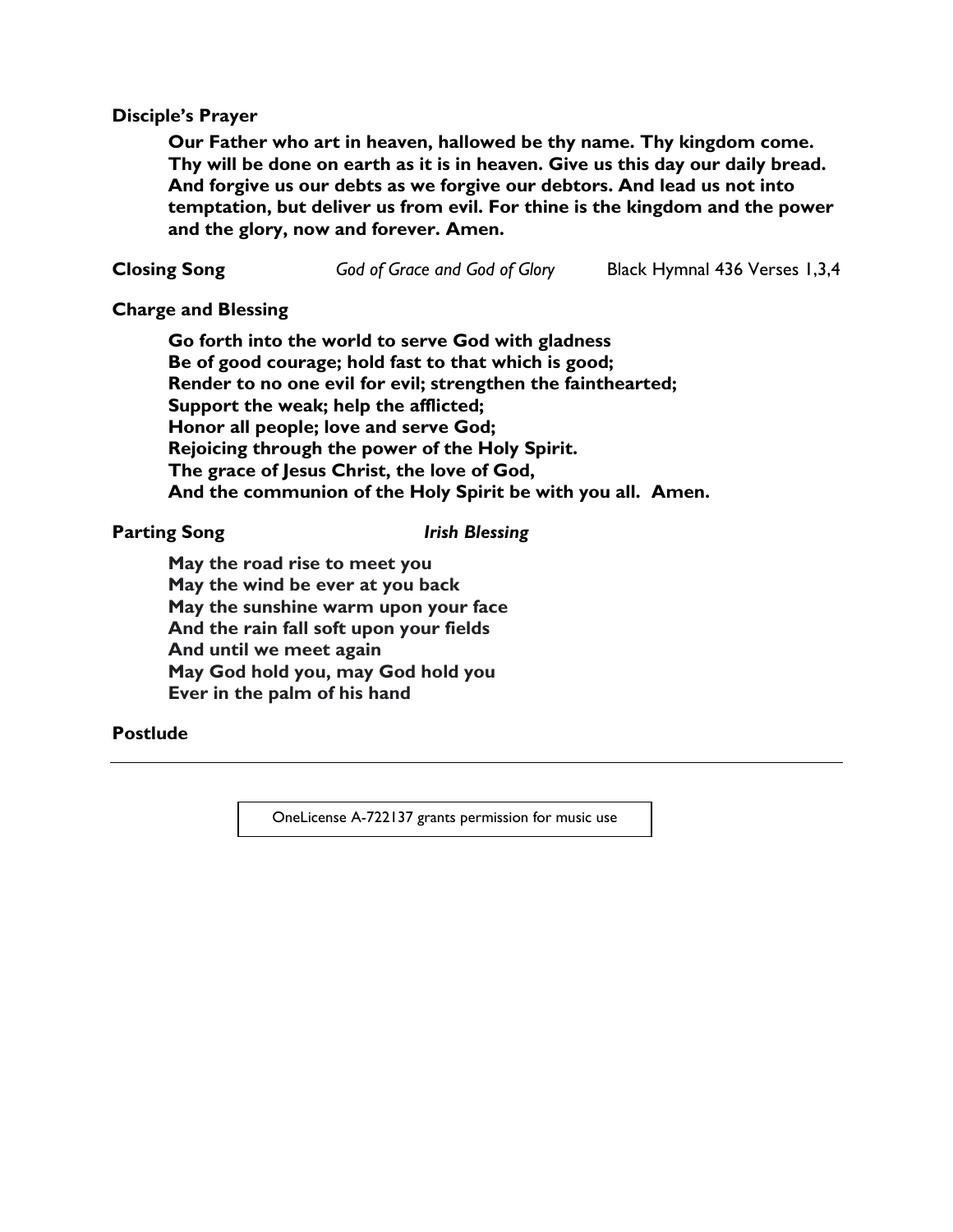**Disciple's Prayer**

**Our Father who art in heaven, hallowed be thy name. Thy kingdom come. Thy will be done on earth as it is in heaven. Give us this day our daily bread. And forgive us our debts as we forgive our debtors. And lead us not into temptation, but deliver us from evil. For thine is the kingdom and the power and the glory, now and forever. Amen.**

**Closing Song** *God of Grace and God of Glory* Black Hymnal 436 Verses 1,3,4

**Charge and Blessing**

**Go forth into the world to serve God with gladness**
**Be of good courage; hold fast to that which is good;**
**Render to no one evil for evil; strengthen the fainthearted;**
**Support the weak; help the afflicted;**
**Honor all people; love and serve God;**
**Rejoicing through the power of the Holy Spirit.**
**The grace of Jesus Christ, the love of God,**
**And the communion of the Holy Spirit be with you all. Amen.**

**Parting Song** ***Irish Blessing***

**May the road rise to meet you**
**May the wind be ever at you back**
**May the sunshine warm upon your face**
**And the rain fall soft upon your fields**
**And until we meet again**
**May God hold you, may God hold you**
**Ever in the palm of his hand**

**Postlude**

---

OneLicense A-722137 grants permission for music use